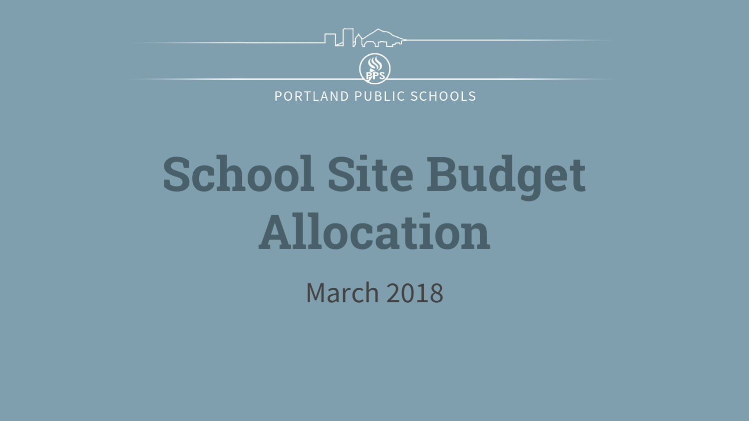PORTLAND PUBLIC SCHOOLS

# School Site Budget Allocation

March 2018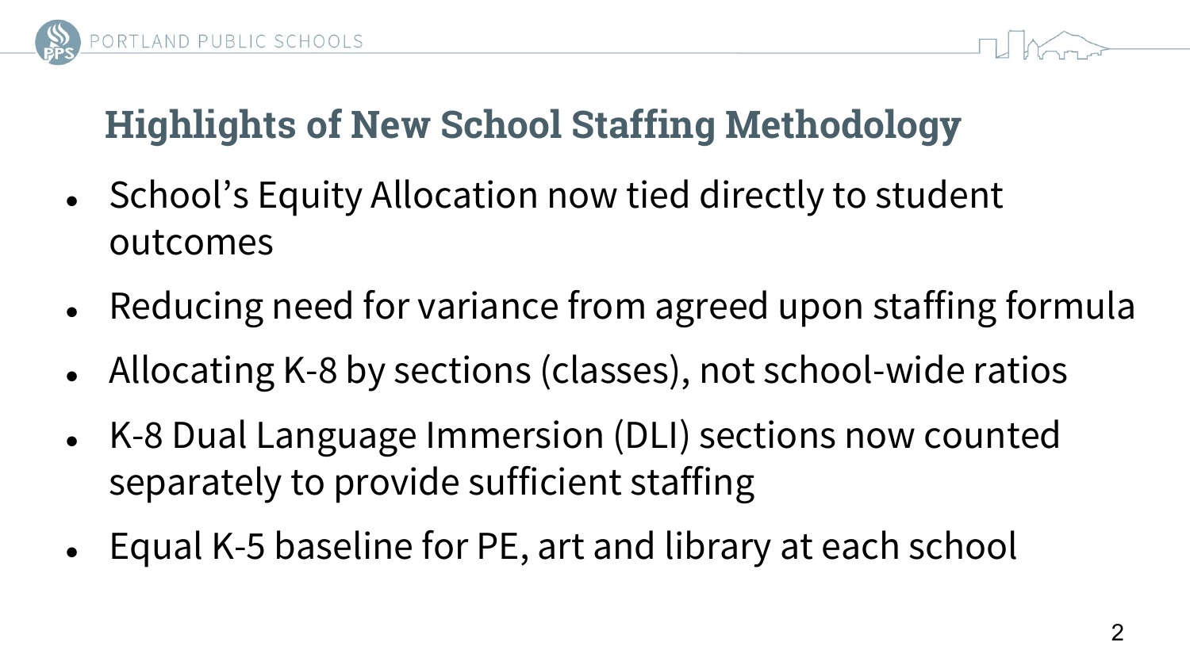# Highlights of New School Staffing Methodology

- School's Equity Allocation now tied directly to student outcomes
- Reducing need for variance from agreed upon staffing formula
- Allocating K-8 by sections (classes), not school-wide ratios
- K-8 Dual Language Immersion (DLI) sections now counted separately to provide sufficient staffing
- Equal K-5 baseline for PE, art and library at each school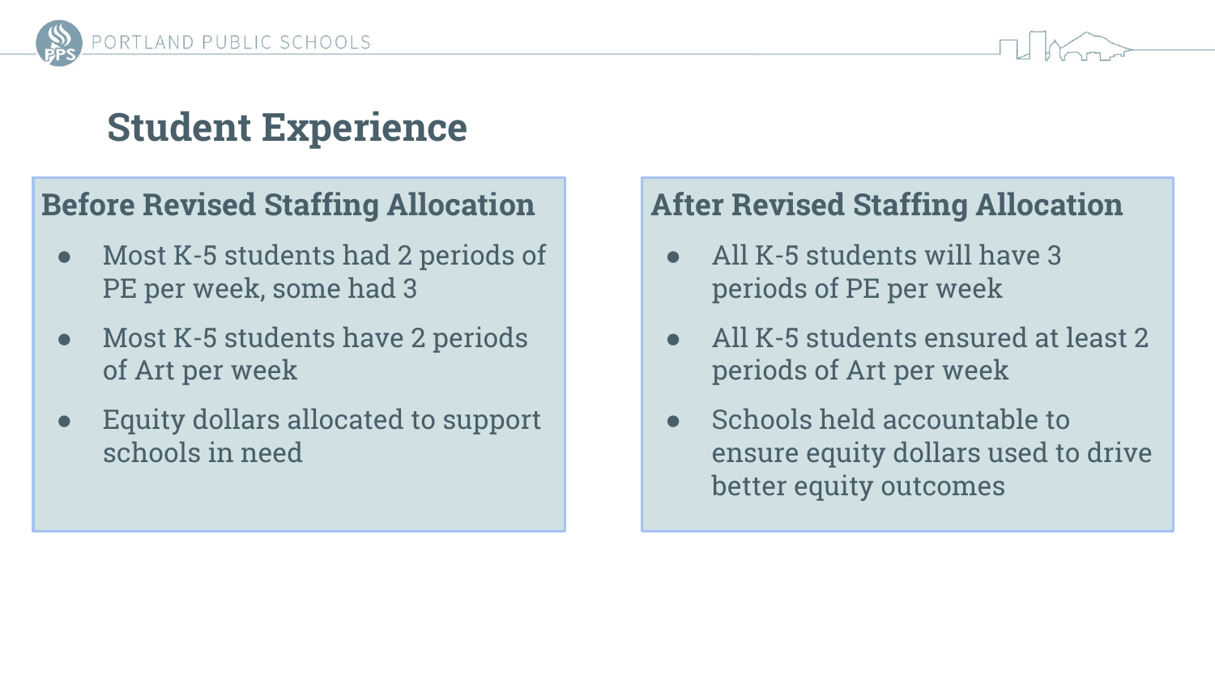# Student Experience

## Before Revised Staffing Allocation

- Most K-5 students had 2 periods of PE per week, some had 3
- Most K-5 students have 2 periods of Art per week
- Equity dollars allocated to support schools in need

## After Revised Staffing Allocation

- All K-5 students will have 3 periods of PE per week
- All K-5 students ensured at least 2 periods of Art per week
- Schools held accountable to ensure equity dollars used to drive better equity outcomes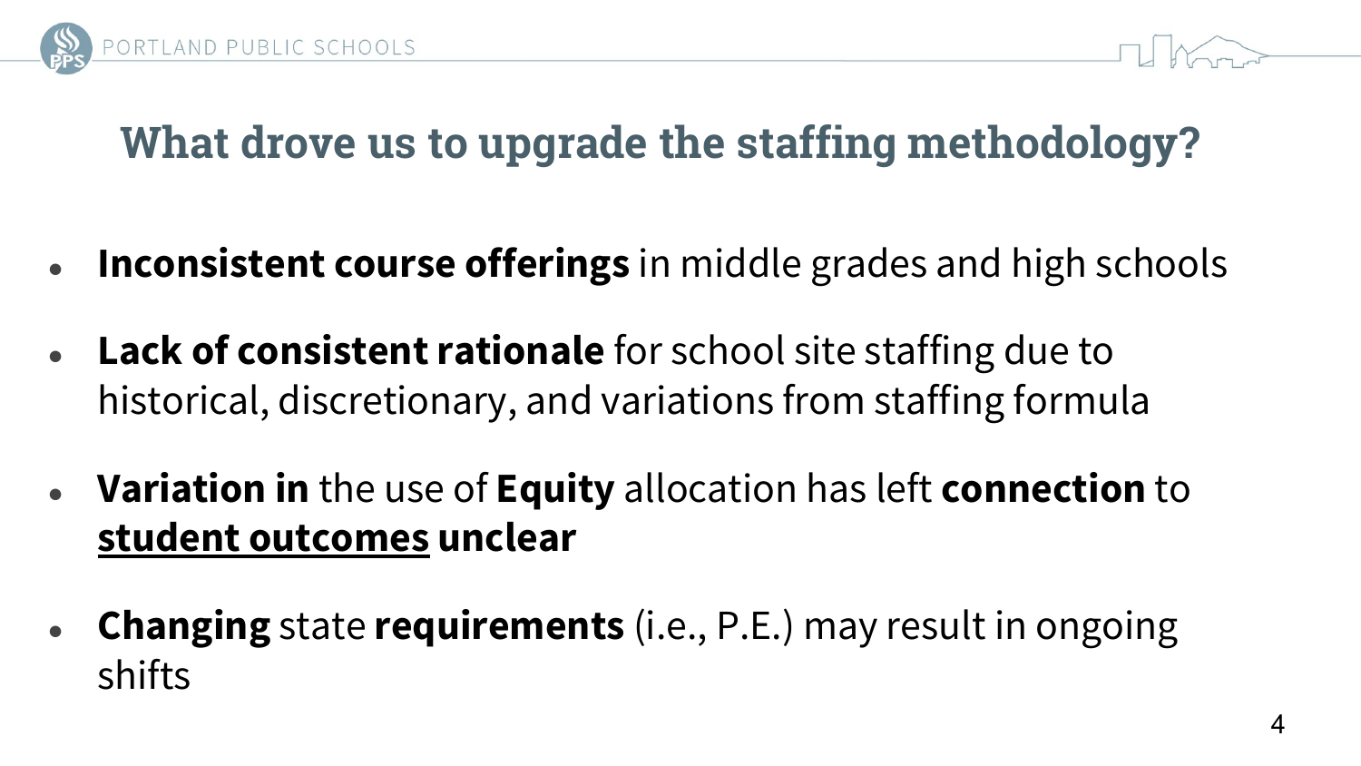# What drove us to upgrade the staffing methodology?

- **Inconsistent course offerings** in middle grades and high schools
- **Lack of consistent rationale** for school site staffing due to historical, discretionary, and variations from staffing formula
- **Variation in** the use of **Equity** allocation has left **connection** to **<u>student outcomes</u> unclear**
- **Changing** state **requirements** (i.e., P.E.) may result in ongoing shifts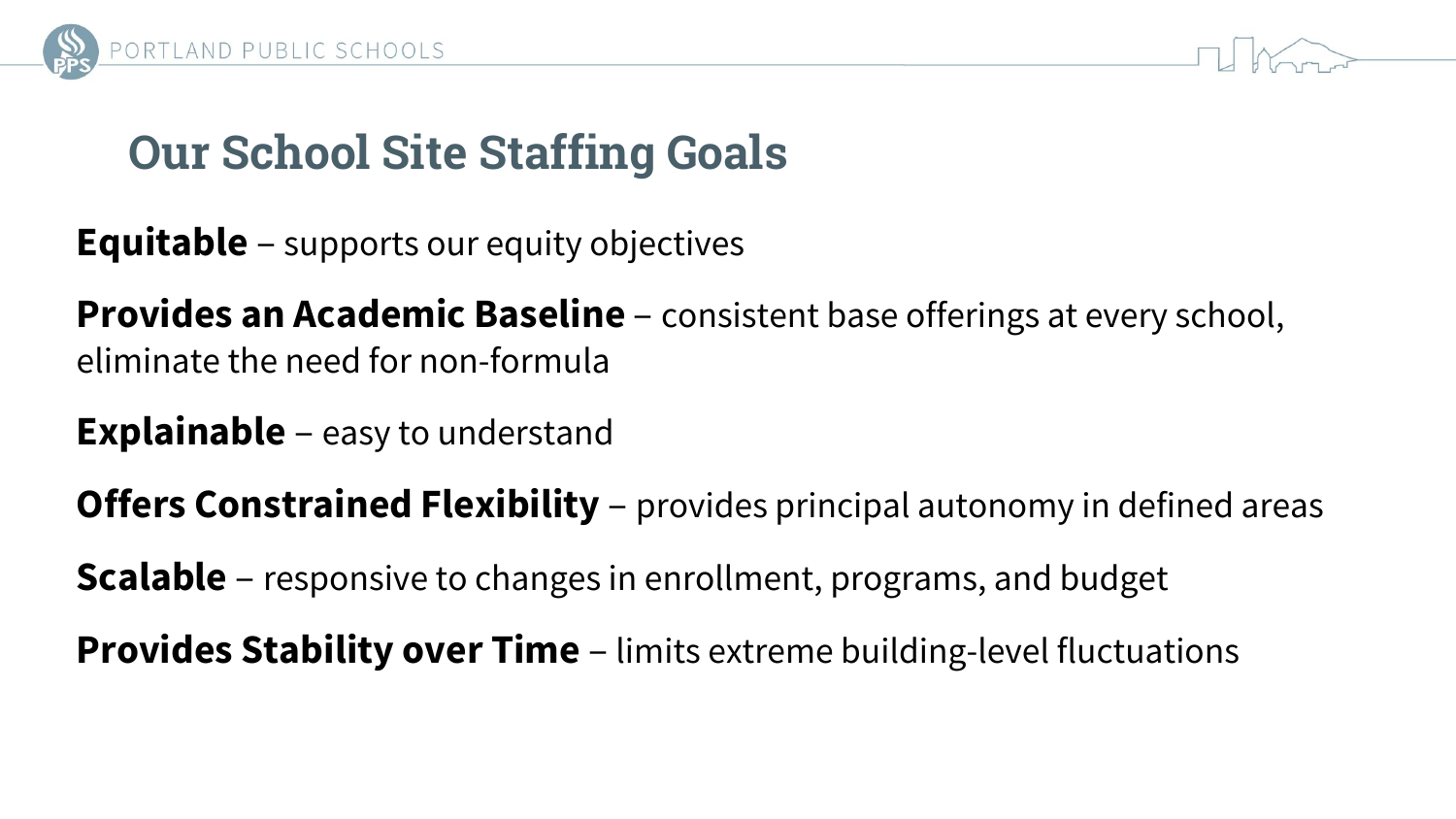# Our School Site Staffing Goals

**Equitable** – supports our equity objectives

**Provides an Academic Baseline** – consistent base offerings at every school, eliminate the need for non-formula

**Explainable** – easy to understand

**Offers Constrained Flexibility** – provides principal autonomy in defined areas

**Scalable** – responsive to changes in enrollment, programs, and budget

**Provides Stability over Time** – limits extreme building-level fluctuations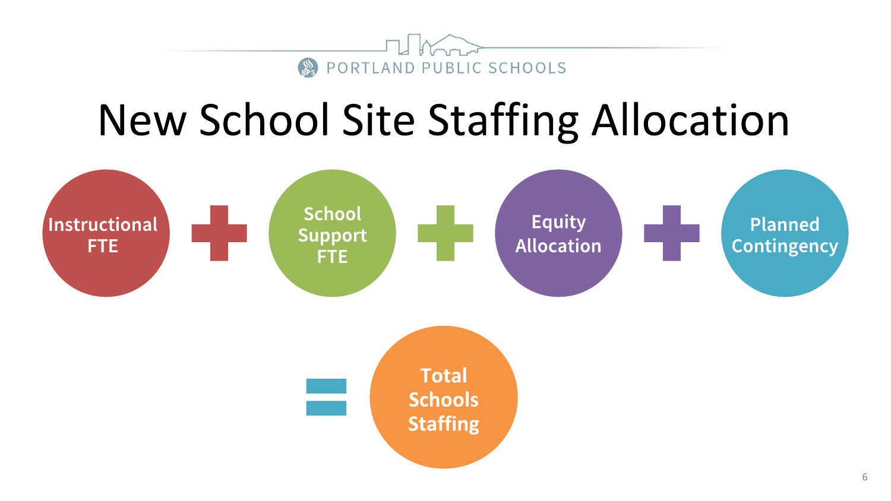# New School Site Staffing Allocation

Instructional FTE + School Support FTE + Equity Allocation + Planned Contingency

= Total Schools Staffing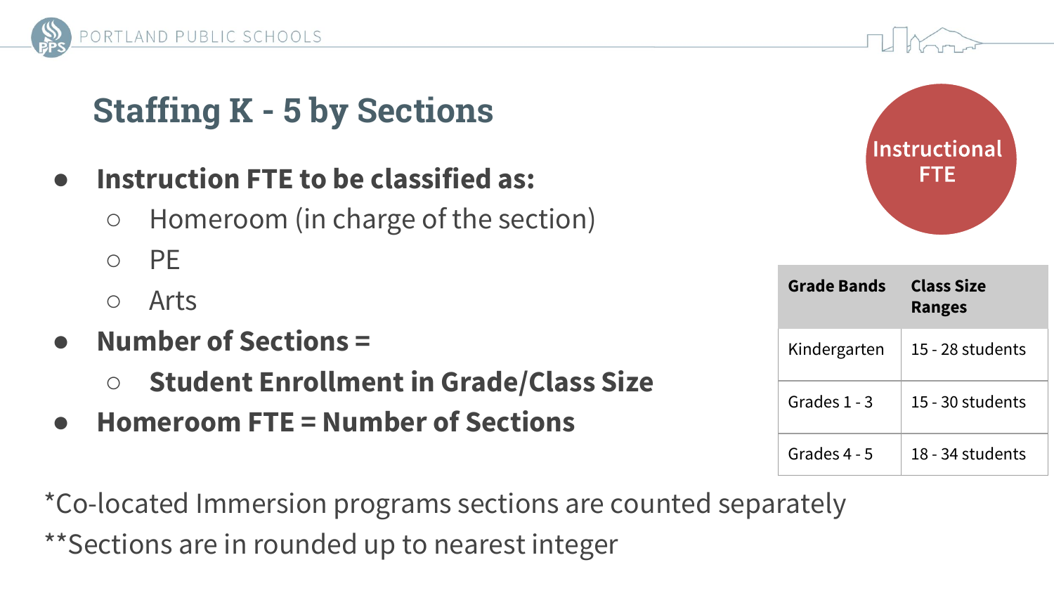## Staffing K - 5 by Sections

- **Instruction FTE to be classified as:**
  - Homeroom (in charge of the section)
  - PE
  - Arts
- **Number of Sections =**
  - **Student Enrollment in Grade/Class Size**
- **Homeroom FTE = Number of Sections**

Instructional FTE

| Grade Bands | Class Size Ranges |
|---|---|
| Kindergarten | 15 - 28 students |
| Grades 1 - 3 | 15 - 30 students |
| Grades 4 - 5 | 18 - 34 students |

*Co-located Immersion programs sections are counted separately

**Sections are in rounded up to nearest integer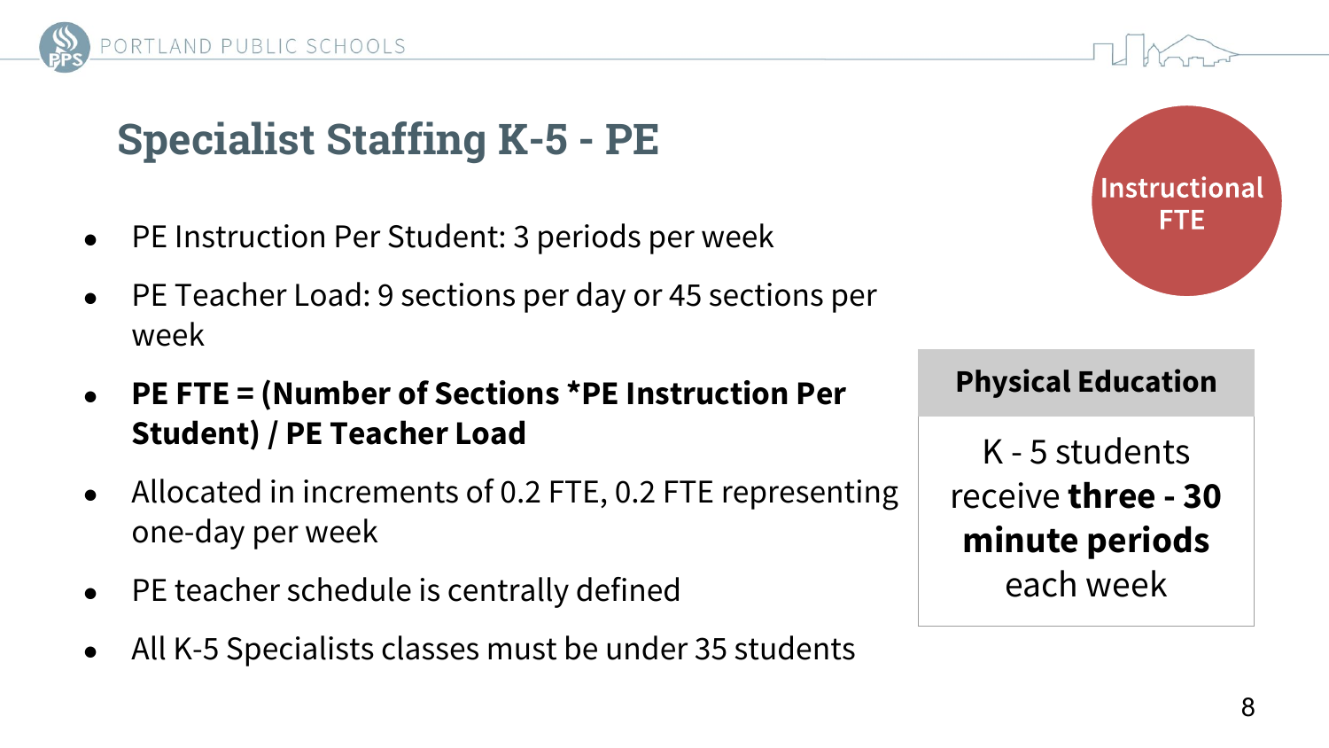# Specialist Staffing K-5 - PE

**Instructional FTE**

- PE Instruction Per Student: 3 periods per week
- PE Teacher Load: 9 sections per day or 45 sections per week
- **PE FTE = (Number of Sections *PE Instruction Per Student) / PE Teacher Load**
- Allocated in increments of 0.2 FTE, 0.2 FTE representing one-day per week
- PE teacher schedule is centrally defined
- All K-5 Specialists classes must be under 35 students

| Physical Education |
| --- |
| K - 5 students receive **three - 30 minute periods** each week |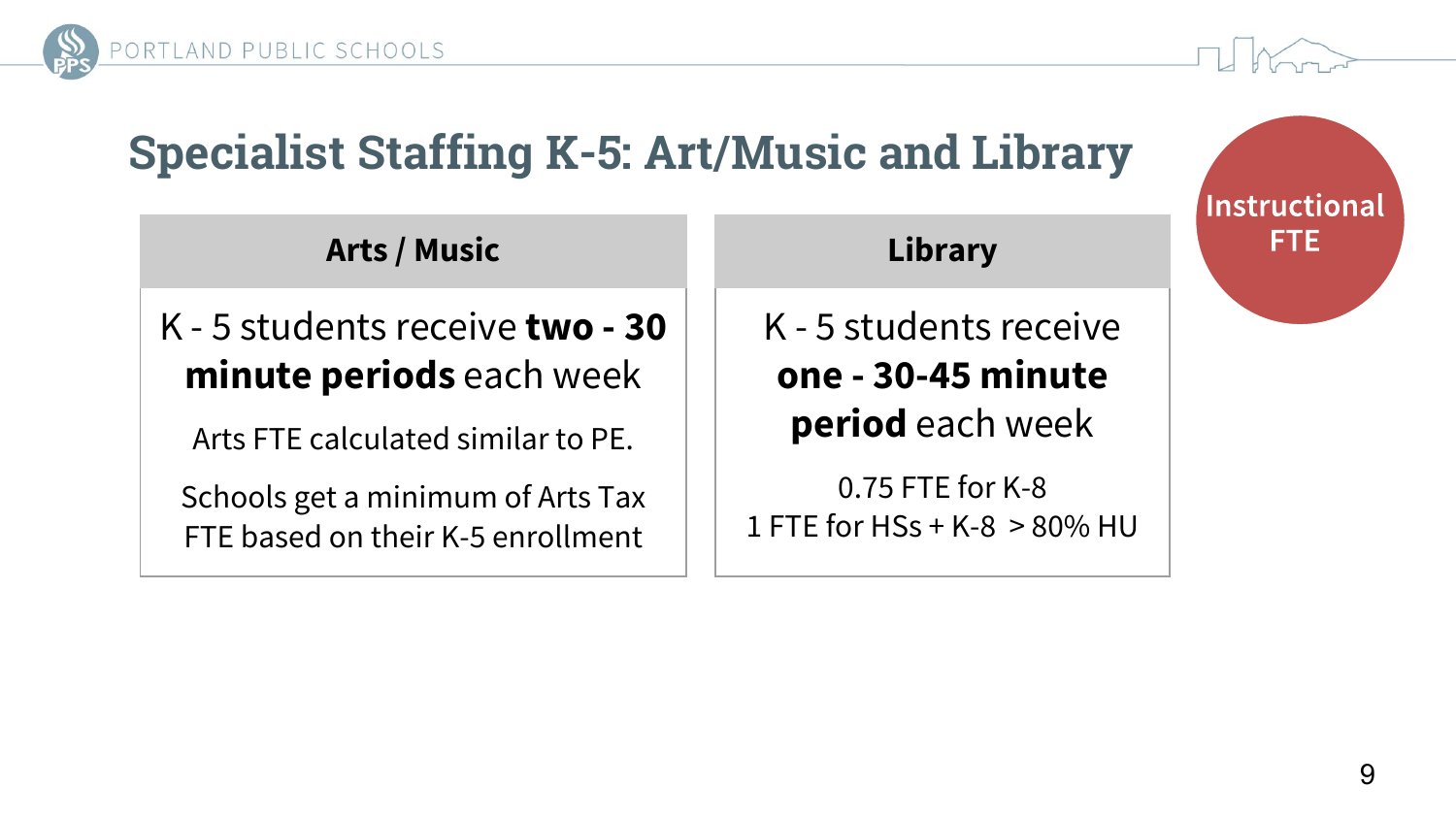# Specialist Staffing K-5: Art/Music and Library

**Instructional FTE**

| Arts / Music | Library |
| --- | --- |
| K - 5 students receive **two - 30 minute periods** each week<br><br>Arts FTE calculated similar to PE.<br><br>Schools get a minimum of Arts Tax FTE based on their K-5 enrollment | K - 5 students receive **one - 30-45 minute period** each week<br><br>0.75 FTE for K-8<br>1 FTE for HSs + K-8 > 80% HU |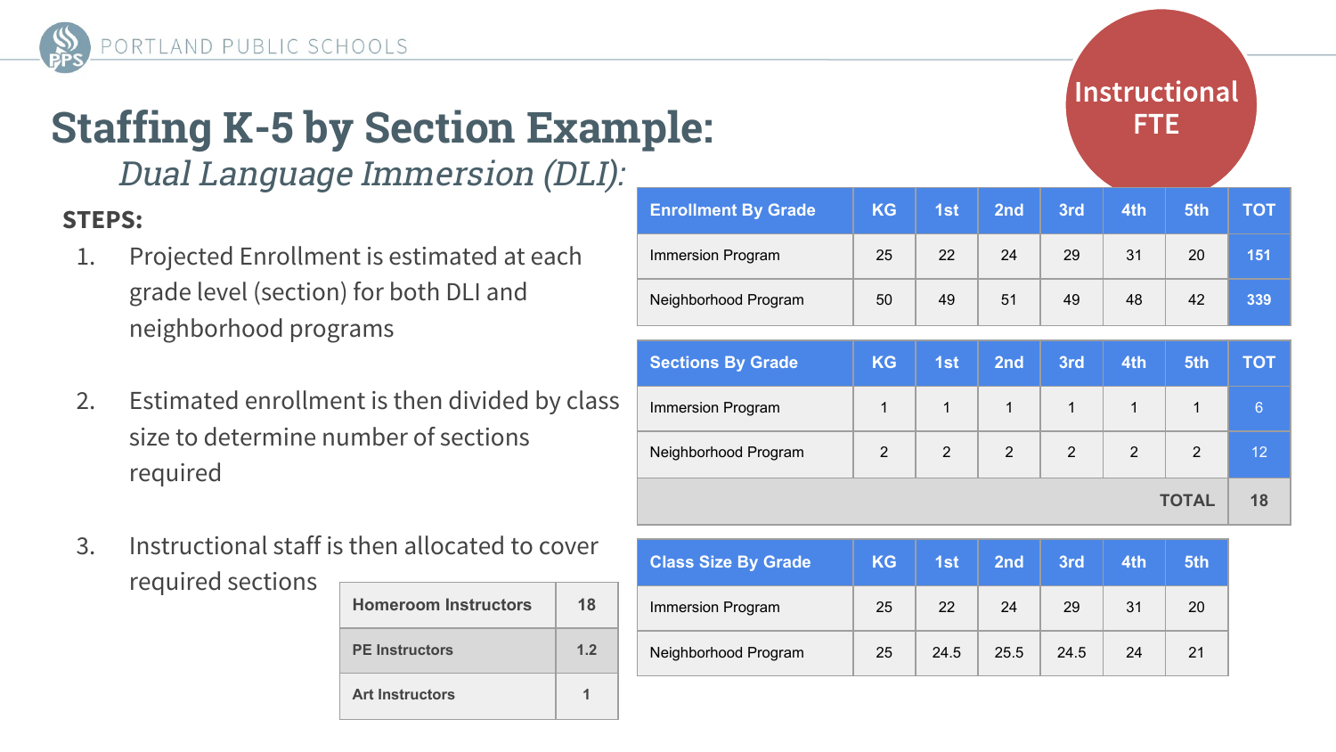# Staffing K-5 by Section Example:

*Dual Language Immersion (DLI):*

Instructional FTE

**STEPS:**

1. Projected Enrollment is estimated at each grade level (section) for both DLI and neighborhood programs

2. Estimated enrollment is then divided by class size to determine number of sections required

3. Instructional staff is then allocated to cover required sections

| Enrollment By Grade | KG | 1st | 2nd | 3rd | 4th | 5th | TOT |
|---|---|---|---|---|---|---|---|
| Immersion Program | 25 | 22 | 24 | 29 | 31 | 20 | 151 |
| Neighborhood Program | 50 | 49 | 51 | 49 | 48 | 42 | 339 |

| Sections By Grade | KG | 1st | 2nd | 3rd | 4th | 5th | TOT |
|---|---|---|---|---|---|---|---|
| Immersion Program | 1 | 1 | 1 | 1 | 1 | 1 | 6 |
| Neighborhood Program | 2 | 2 | 2 | 2 | 2 | 2 | 12 |
| | | | | | | TOTAL | 18 |

| Class Size By Grade | KG | 1st | 2nd | 3rd | 4th | 5th |
|---|---|---|---|---|---|---|
| Immersion Program | 25 | 22 | 24 | 29 | 31 | 20 |
| Neighborhood Program | 25 | 24.5 | 25.5 | 24.5 | 24 | 21 |

| | |
|---|---|
| Homeroom Instructors | 18 |
| PE Instructors | 1.2 |
| Art Instructors | 1 |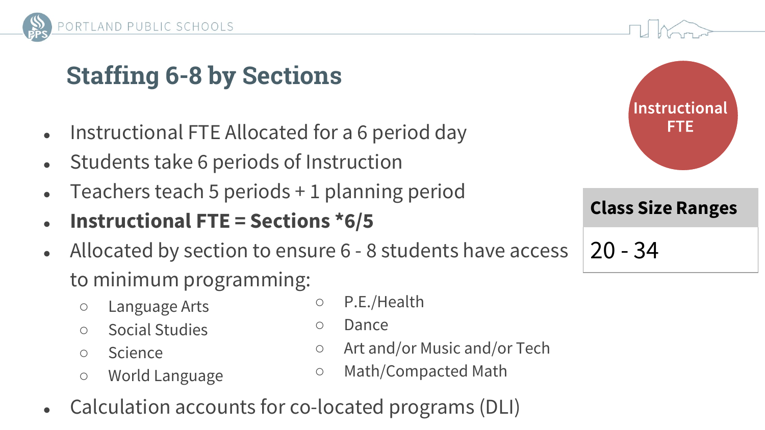# Staffing 6-8 by Sections

- Instructional FTE Allocated for a 6 period day
- Students take 6 periods of Instruction
- Teachers teach 5 periods + 1 planning period
- **Instructional FTE = Sections *6/5**
- Allocated by section to ensure 6 - 8 students have access to minimum programming:
  - Language Arts
  - Social Studies
  - Science
  - World Language
  - P.E./Health
  - Dance
  - Art and/or Music and/or Tech
  - Math/Compacted Math
- Calculation accounts for co-located programs (DLI)

Instructional FTE

| Class Size Ranges |
| --- |
| 20 - 34 |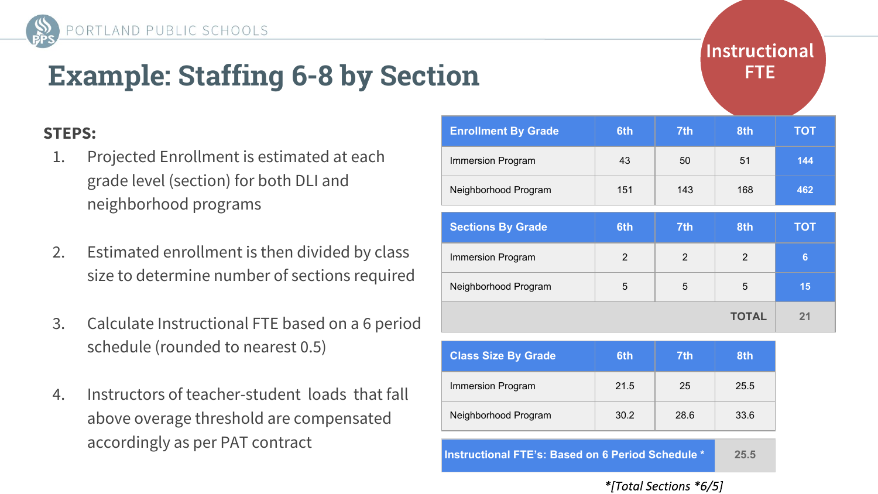# Example: Staffing 6-8 by Section

**Instructional FTE**

**STEPS:**

1. Projected Enrollment is estimated at each grade level (section) for both DLI and neighborhood programs
2. Estimated enrollment is then divided by class size to determine number of sections required
3. Calculate Instructional FTE based on a 6 period schedule (rounded to nearest 0.5)
4. Instructors of teacher-student loads that fall above overage threshold are compensated accordingly as per PAT contract

| Enrollment By Grade | 6th | 7th | 8th | TOT |
| --- | --- | --- | --- | --- |
| Immersion Program | 43 | 50 | 51 | 144 |
| Neighborhood Program | 151 | 143 | 168 | 462 |

| Sections By Grade | 6th | 7th | 8th | TOT |
| --- | --- | --- | --- | --- |
| Immersion Program | 2 | 2 | 2 | 6 |
| Neighborhood Program | 5 | 5 | 5 | 15 |
| | | | TOTAL | 21 |

| Class Size By Grade | 6th | 7th | 8th |
| --- | --- | --- | --- |
| Immersion Program | 21.5 | 25 | 25.5 |
| Neighborhood Program | 30.2 | 28.6 | 33.6 |

| Instructional FTE's: Based on 6 Period Schedule * | 25.5 |
| --- | --- |

*\*[Total Sections \*6/5]*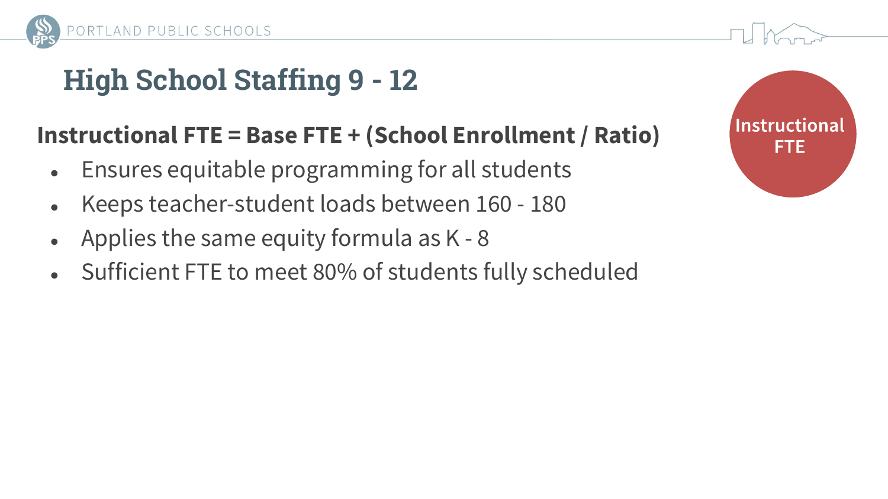# High School Staffing 9 - 12

**Instructional FTE**

**Instructional FTE = Base FTE + (School Enrollment / Ratio)**

- Ensures equitable programming for all students
- Keeps teacher-student loads between 160 - 180
- Applies the same equity formula as K - 8
- Sufficient FTE to meet 80% of students fully scheduled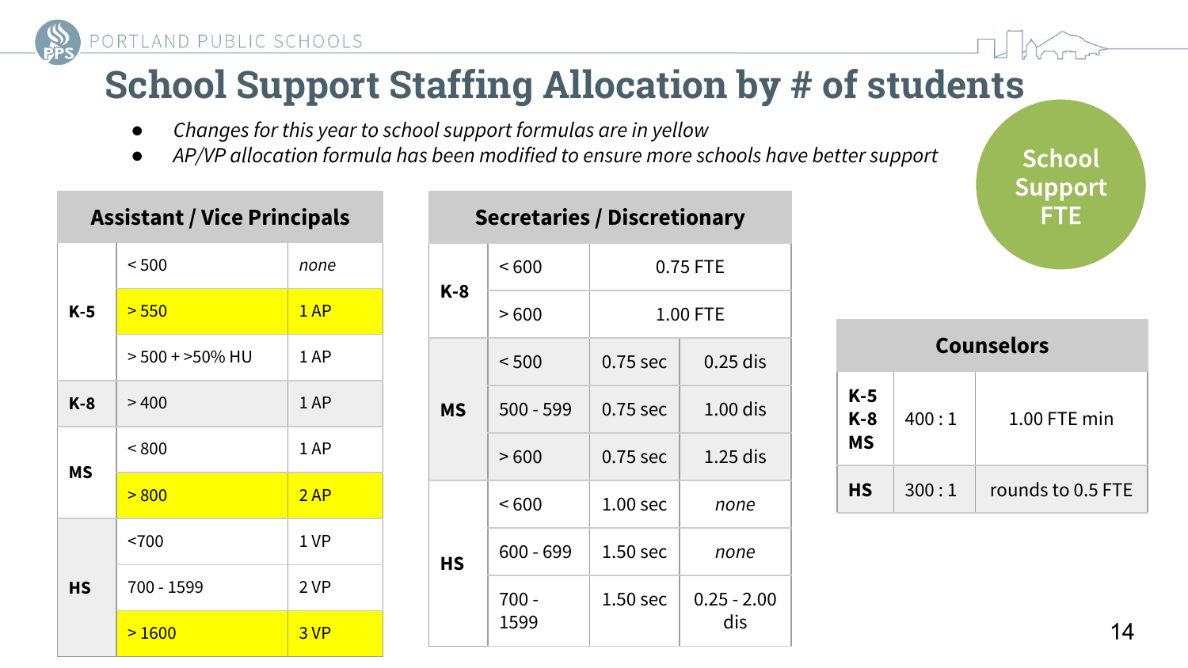# School Support Staffing Allocation by # of students

- *Changes for this year to school support formulas are in yellow*
- *AP/VP allocation formula has been modified to ensure more schools have better support*

School Support FTE

| Assistant / Vice Principals | | |
|---|---|---|
| K-5 | < 500 | *none* |
| | > 550 | 1 AP |
| | > 500 + >50% HU | 1 AP |
| K-8 | > 400 | 1 AP |
| MS | < 800 | 1 AP |
| | > 800 | 2 AP |
| HS | <700 | 1 VP |
| | 700 - 1599 | 2 VP |
| | > 1600 | 3 VP |

| Secretaries / Discretionary | | | |
|---|---|---|---|
| K-8 | < 600 | 0.75 FTE | |
| | > 600 | 1.00 FTE | |
| MS | < 500 | 0.75 sec | 0.25 dis |
| | 500 - 599 | 0.75 sec | 1.00 dis |
| | > 600 | 0.75 sec | 1.25 dis |
| HS | < 600 | 1.00 sec | *none* |
| | 600 - 699 | 1.50 sec | *none* |
| | 700 - 1599 | 1.50 sec | 0.25 - 2.00 dis |

| Counselors | | |
|---|---|---|
| K-5 K-8 MS | 400 : 1 | 1.00 FTE min |
| HS | 300 : 1 | rounds to 0.5 FTE |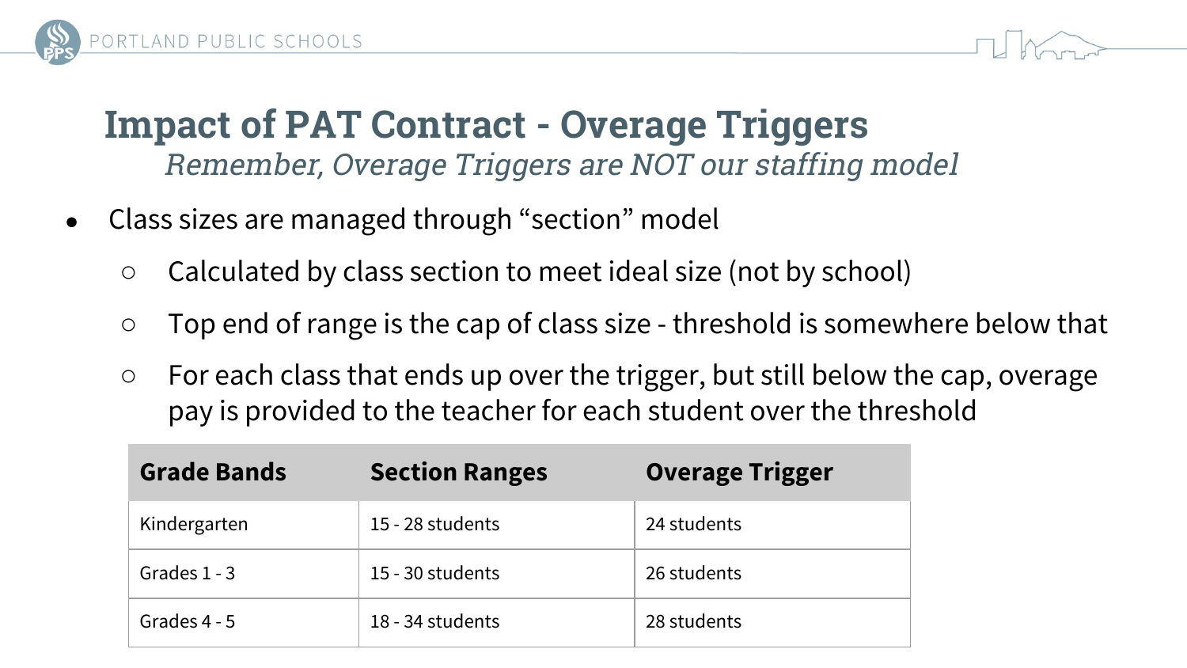## Impact of PAT Contract - Overage Triggers

*Remember, Overage Triggers are NOT our staffing model*

- Class sizes are managed through "section" model
  - Calculated by class section to meet ideal size (not by school)
  - Top end of range is the cap of class size - threshold is somewhere below that
  - For each class that ends up over the trigger, but still below the cap, overage pay is provided to the teacher for each student over the threshold

| Grade Bands | Section Ranges | Overage Trigger |
|---|---|---|
| Kindergarten | 15 - 28 students | 24 students |
| Grades 1 - 3 | 15 - 30 students | 26 students |
| Grades 4 - 5 | 18 - 34 students | 28 students |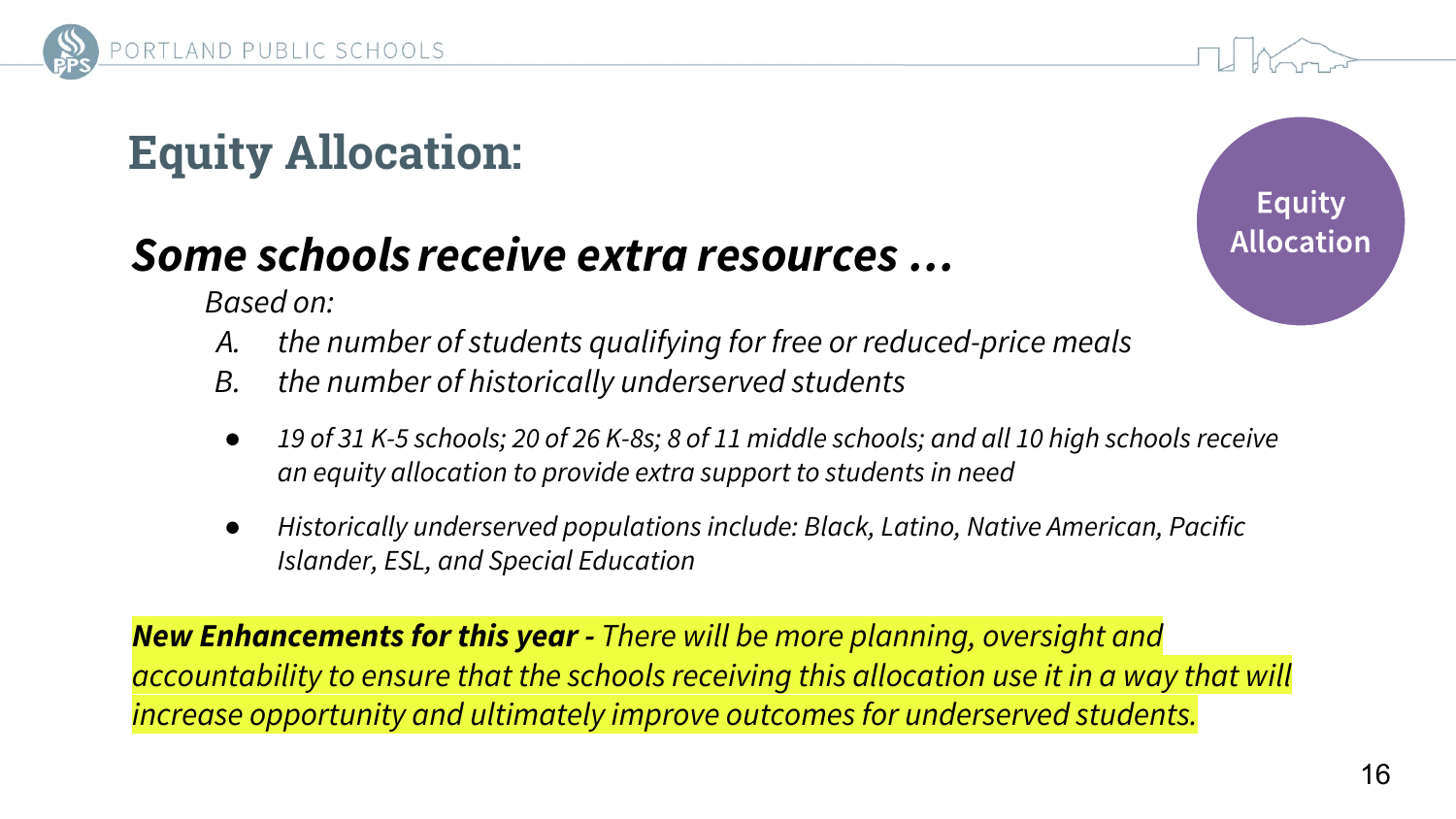# Equity Allocation:

Equity Allocation

## *Some schools receive extra resources ...*

*Based on:*

A. *the number of students qualifying for free or reduced-price meals*
B. *the number of historically underserved students*

- *19 of 31 K-5 schools; 20 of 26 K-8s; 8 of 11 middle schools; and all 10 high schools receive an equity allocation to provide extra support to students in need*
- *Historically underserved populations include: Black, Latino, Native American, Pacific Islander, ESL, and Special Education*

***New Enhancements for this year -*** *There will be more planning, oversight and accountability to ensure that the schools receiving this allocation use it in a way that will increase opportunity and ultimately improve outcomes for underserved students.*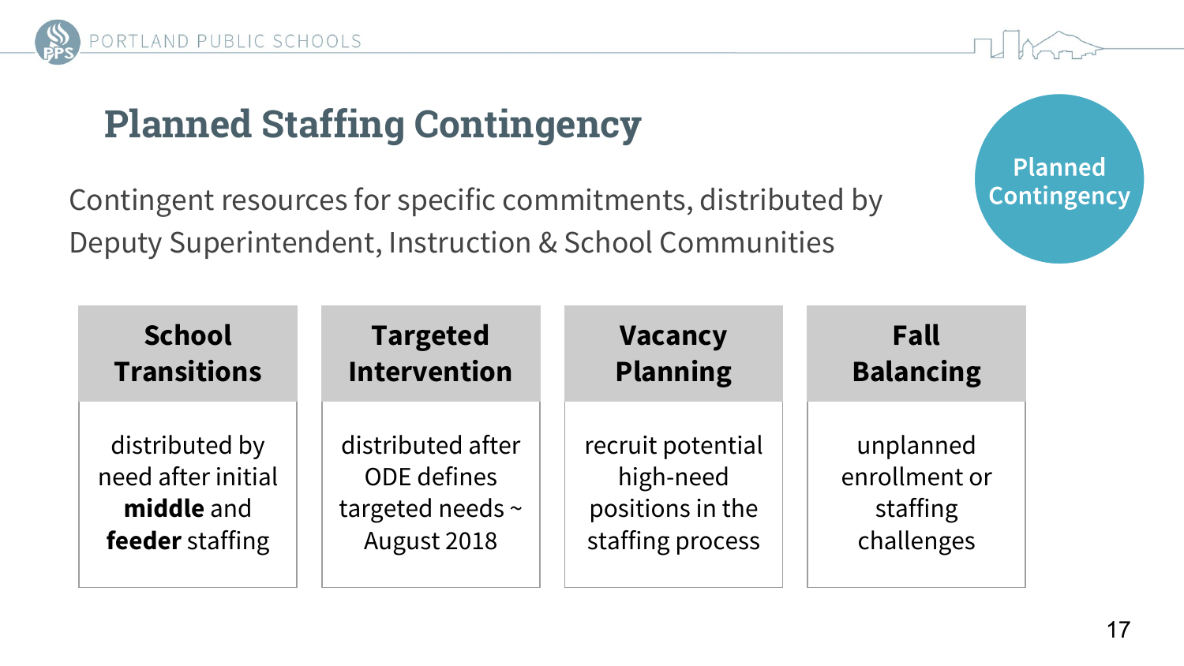# Planned Staffing Contingency

**Planned Contingency**

Contingent resources for specific commitments, distributed by Deputy Superintendent, Instruction & School Communities

| School Transitions | Targeted Intervention | Vacancy Planning | Fall Balancing |
| --- | --- | --- | --- |
| distributed by need after initial **middle** and **feeder** staffing | distributed after ODE defines targeted needs ~ August 2018 | recruit potential high-need positions in the staffing process | unplanned enrollment or staffing challenges |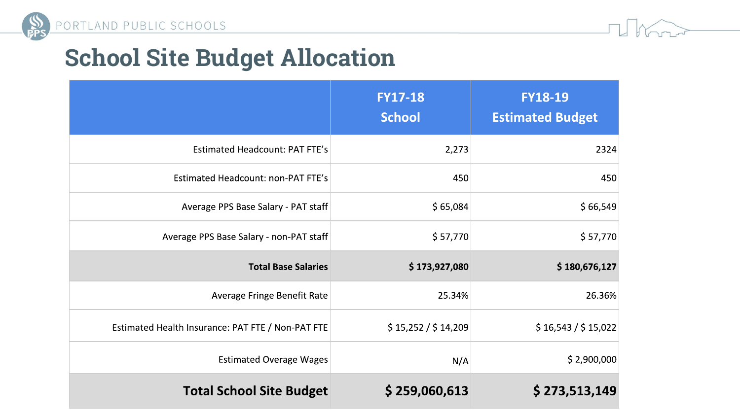# School Site Budget Allocation

| | FY17-18 School | FY18-19 Estimated Budget |
|---|---|---|
| Estimated Headcount: PAT FTE's | 2,273 | 2324 |
| Estimated Headcount: non-PAT FTE's | 450 | 450 |
| Average PPS Base Salary - PAT staff | $ 65,084 | $ 66,549 |
| Average PPS Base Salary - non-PAT staff | $ 57,770 | $ 57,770 |
| **Total Base Salaries** | **$ 173,927,080** | **$ 180,676,127** |
| Average Fringe Benefit Rate | 25.34% | 26.36% |
| Estimated Health Insurance: PAT FTE / Non-PAT FTE | $ 15,252 / $ 14,209 | $ 16,543 / $ 15,022 |
| Estimated Overage Wages | N/A | $ 2,900,000 |
| **Total School Site Budget** | **$ 259,060,613** | **$ 273,513,149** |